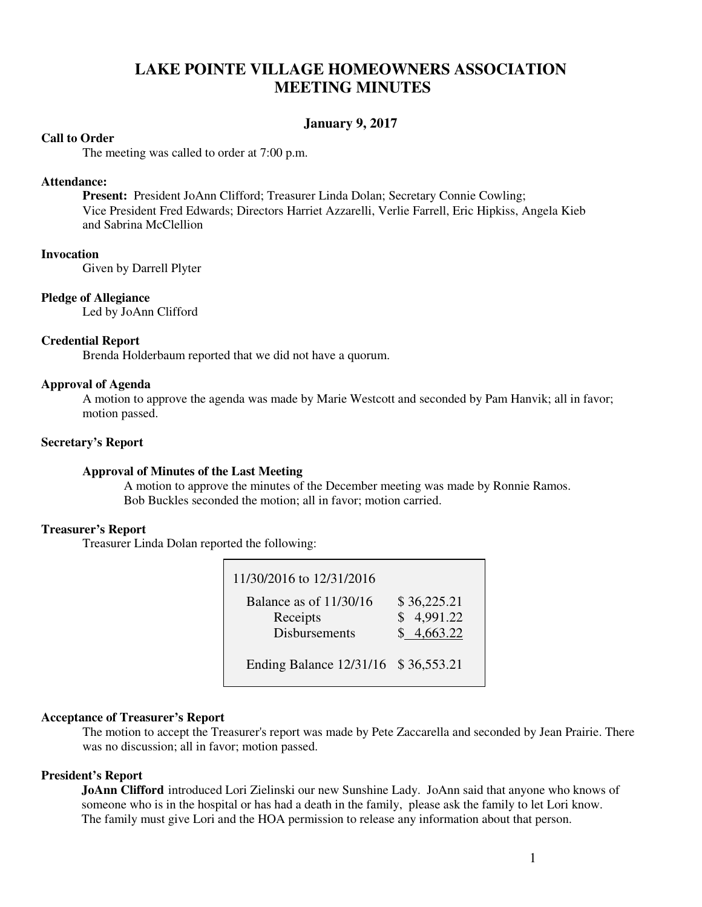# LAKE POINTE VILLAGE HOMEOWNERS ASSOCIATION
# MEETING MINUTES

### January 9, 2017

**Call to Order**

The meeting was called to order at 7:00 p.m.

**Attendance:**

**Present:** President JoAnn Clifford; Treasurer Linda Dolan; Secretary Connie Cowling; Vice President Fred Edwards; Directors Harriet Azzarelli, Verlie Farrell, Eric Hipkiss, Angela Kieb and Sabrina McClellion

**Invocation**

Given by Darrell Plyter

**Pledge of Allegiance**

Led by JoAnn Clifford

**Credential Report**

Brenda Holderbaum reported that we did not have a quorum.

**Approval of Agenda**

A motion to approve the agenda was made by Marie Westcott and seconded by Pam Hanvik; all in favor; motion passed.

**Secretary's Report**

**Approval of Minutes of the Last Meeting**

A motion to approve the minutes of the December meeting was made by Ronnie Ramos. Bob Buckles seconded the motion; all in favor; motion carried.

**Treasurer's Report**

Treasurer Linda Dolan reported the following:

| 11/30/2016 to 12/31/2016 | |
|---|---|
| Balance as of 11/30/16 | $ 36,225.21 |
| Receipts | $ 4,991.22 |
| Disbursements | $ 4,663.22 |
| Ending Balance 12/31/16 | $ 36,553.21 |

**Acceptance of Treasurer's Report**

The motion to accept the Treasurer's report was made by Pete Zaccarella and seconded by Jean Prairie. There was no discussion; all in favor; motion passed.

**President's Report**

**JoAnn Clifford** introduced Lori Zielinski our new Sunshine Lady. JoAnn said that anyone who knows of someone who is in the hospital or has had a death in the family, please ask the family to let Lori know. The family must give Lori and the HOA permission to release any information about that person.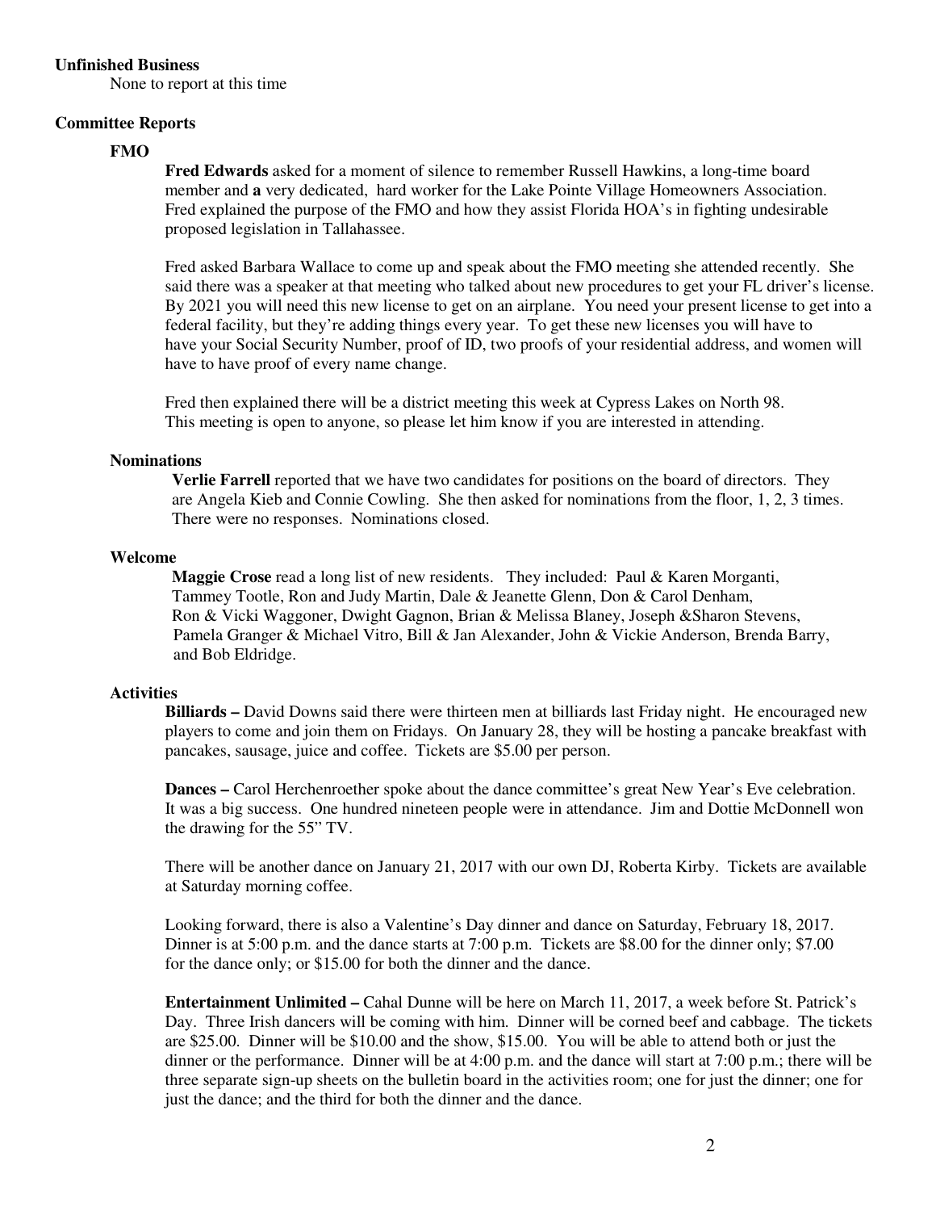**Unfinished Business**

None to report at this time

**Committee Reports**

**FMO**

**Fred Edwards** asked for a moment of silence to remember Russell Hawkins, a long-time board member and **a** very dedicated, hard worker for the Lake Pointe Village Homeowners Association. Fred explained the purpose of the FMO and how they assist Florida HOA's in fighting undesirable proposed legislation in Tallahassee.

Fred asked Barbara Wallace to come up and speak about the FMO meeting she attended recently. She said there was a speaker at that meeting who talked about new procedures to get your FL driver's license. By 2021 you will need this new license to get on an airplane. You need your present license to get into a federal facility, but they're adding things every year. To get these new licenses you will have to have your Social Security Number, proof of ID, two proofs of your residential address, and women will have to have proof of every name change.

Fred then explained there will be a district meeting this week at Cypress Lakes on North 98. This meeting is open to anyone, so please let him know if you are interested in attending.

**Nominations**

**Verlie Farrell** reported that we have two candidates for positions on the board of directors. They are Angela Kieb and Connie Cowling. She then asked for nominations from the floor, 1, 2, 3 times. There were no responses. Nominations closed.

**Welcome**

**Maggie Crose** read a long list of new residents. They included: Paul & Karen Morganti, Tammey Tootle, Ron and Judy Martin, Dale & Jeanette Glenn, Don & Carol Denham, Ron & Vicki Waggoner, Dwight Gagnon, Brian & Melissa Blaney, Joseph &Sharon Stevens, Pamela Granger & Michael Vitro, Bill & Jan Alexander, John & Vickie Anderson, Brenda Barry, and Bob Eldridge.

**Activities**

**Billiards –** David Downs said there were thirteen men at billiards last Friday night. He encouraged new players to come and join them on Fridays. On January 28, they will be hosting a pancake breakfast with pancakes, sausage, juice and coffee. Tickets are $5.00 per person.

**Dances –** Carol Herchenroether spoke about the dance committee's great New Year's Eve celebration. It was a big success. One hundred nineteen people were in attendance. Jim and Dottie McDonnell won the drawing for the 55" TV.

There will be another dance on January 21, 2017 with our own DJ, Roberta Kirby. Tickets are available at Saturday morning coffee.

Looking forward, there is also a Valentine's Day dinner and dance on Saturday, February 18, 2017. Dinner is at 5:00 p.m. and the dance starts at 7:00 p.m. Tickets are $8.00 for the dinner only; $7.00 for the dance only; or $15.00 for both the dinner and the dance.

**Entertainment Unlimited –** Cahal Dunne will be here on March 11, 2017, a week before St. Patrick's Day. Three Irish dancers will be coming with him. Dinner will be corned beef and cabbage. The tickets are $25.00. Dinner will be $10.00 and the show, $15.00. You will be able to attend both or just the dinner or the performance. Dinner will be at 4:00 p.m. and the dance will start at 7:00 p.m.; there will be three separate sign-up sheets on the bulletin board in the activities room; one for just the dinner; one for just the dance; and the third for both the dinner and the dance.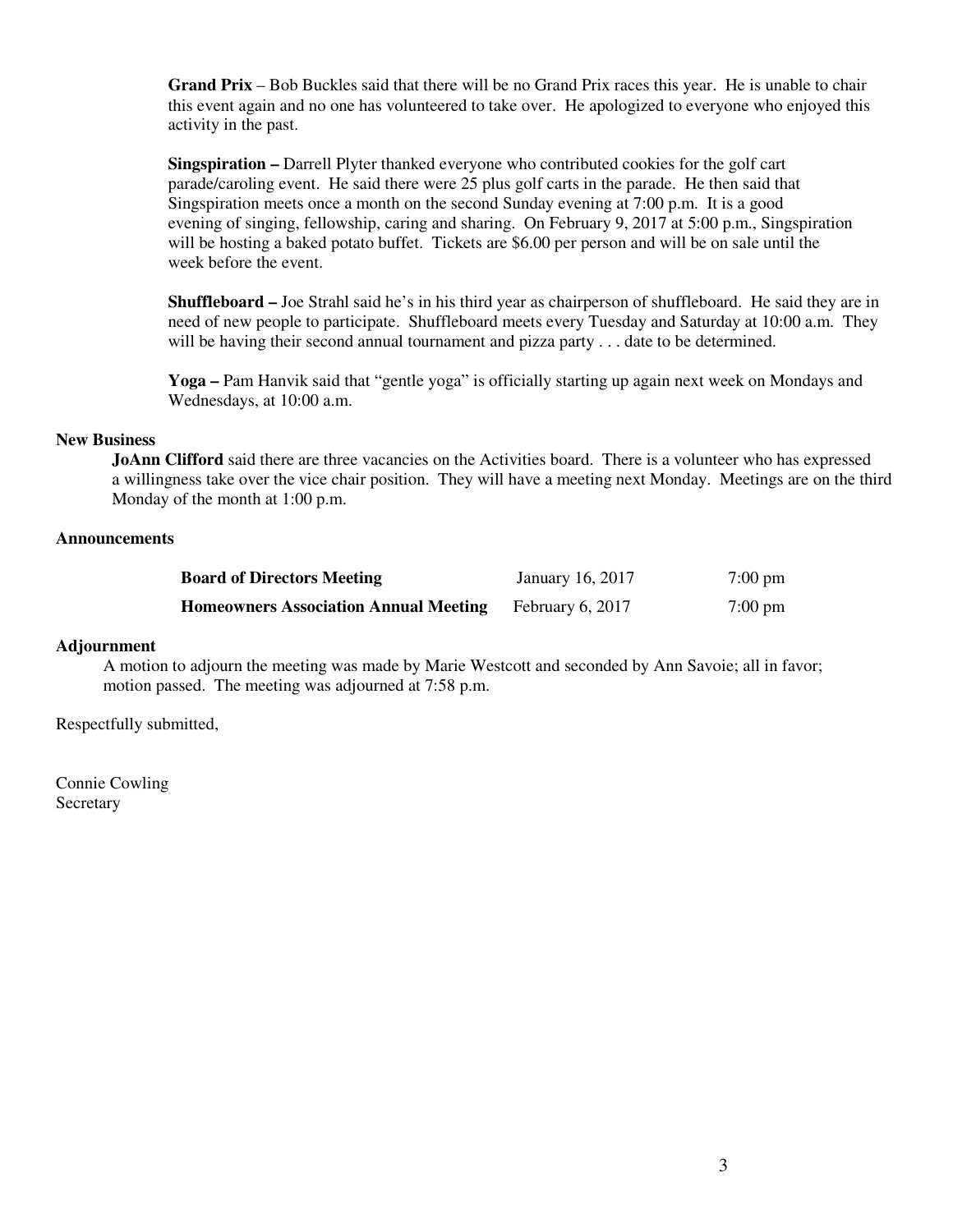**Grand Prix** – Bob Buckles said that there will be no Grand Prix races this year. He is unable to chair this event again and no one has volunteered to take over. He apologized to everyone who enjoyed this activity in the past.

**Singspiration –** Darrell Plyter thanked everyone who contributed cookies for the golf cart parade/caroling event. He said there were 25 plus golf carts in the parade. He then said that Singspiration meets once a month on the second Sunday evening at 7:00 p.m. It is a good evening of singing, fellowship, caring and sharing. On February 9, 2017 at 5:00 p.m., Singspiration will be hosting a baked potato buffet. Tickets are $6.00 per person and will be on sale until the week before the event.

**Shuffleboard –** Joe Strahl said he's in his third year as chairperson of shuffleboard. He said they are in need of new people to participate. Shuffleboard meets every Tuesday and Saturday at 10:00 a.m. They will be having their second annual tournament and pizza party . . . date to be determined.

**Yoga –** Pam Hanvik said that "gentle yoga" is officially starting up again next week on Mondays and Wednesdays, at 10:00 a.m.

**New Business**

**JoAnn Clifford** said there are three vacancies on the Activities board. There is a volunteer who has expressed a willingness take over the vice chair position. They will have a meeting next Monday. Meetings are on the third Monday of the month at 1:00 p.m.

**Announcements**

| | | |
|---|---|---|
| **Board of Directors Meeting** | January 16, 2017 | 7:00 pm |
| **Homeowners Association Annual Meeting** | February 6, 2017 | 7:00 pm |

**Adjournment**

A motion to adjourn the meeting was made by Marie Westcott and seconded by Ann Savoie; all in favor; motion passed. The meeting was adjourned at 7:58 p.m.

Respectfully submitted,

Connie Cowling
Secretary